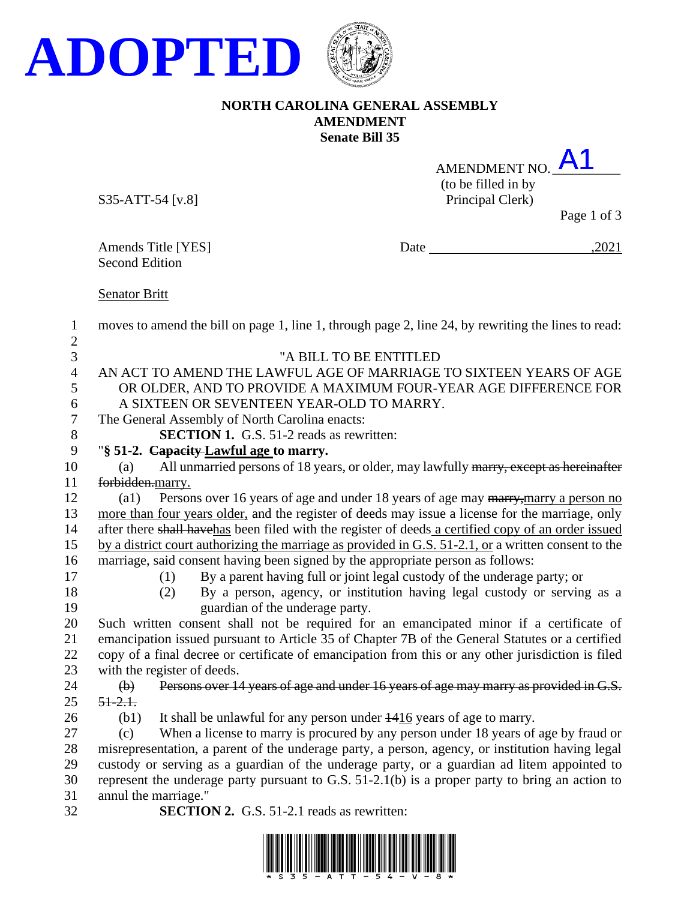# ADOPTED

**NORTH CAROLINA GENERAL ASSEMBLY**
**AMENDMENT**
**Senate Bill 35**

AMENDMENT NO. A1
(to be filled in by Principal Clerk)

S35-ATT-54 [v.8]

Amends Title [YES]
Second Edition

Date ______________________,2021

Senator Britt

moves to amend the bill on page 1, line 1, through page 2, line 24, by rewriting the lines to read:

"A BILL TO BE ENTITLED
AN ACT TO AMEND THE LAWFUL AGE OF MARRIAGE TO SIXTEEN YEARS OF AGE OR OLDER, AND TO PROVIDE A MAXIMUM FOUR-YEAR AGE DIFFERENCE FOR A SIXTEEN OR SEVENTEEN YEAR-OLD TO MARRY.

The General Assembly of North Carolina enacts:

**SECTION 1.** G.S. 51-2 reads as rewritten:

"**§ 51-2. ~~Capacity~~ <u>Lawful age</u> to marry.**

(a) All unmarried persons of 18 years, or older, may lawfully ~~marry, except as hereinafter forbidden.~~<u>marry.</u>

(a1) Persons over 16 years of age and under 18 years of age may ~~marry,~~<u>marry a person no more than four years older,</u> and the register of deeds may issue a license for the marriage, only after there ~~shall have~~<u>has</u> been filed with the register of deeds<u> a certified copy of an order issued by a district court authorizing the marriage as provided in G.S. 51-2.1, or</u> a written consent to the marriage, said consent having been signed by the appropriate person as follows:

(1) By a parent having full or joint legal custody of the underage party; or

(2) By a person, agency, or institution having legal custody or serving as a guardian of the underage party.

Such written consent shall not be required for an emancipated minor if a certificate of emancipation issued pursuant to Article 35 of Chapter 7B of the General Statutes or a certified copy of a final decree or certificate of emancipation from this or any other jurisdiction is filed with the register of deeds.

~~(b) Persons over 14 years of age and under 16 years of age may marry as provided in G.S. 51-2.1.~~

(b1) It shall be unlawful for any person under ~~14~~<u>16</u> years of age to marry.

(c) When a license to marry is procured by any person under 18 years of age by fraud or misrepresentation, a parent of the underage party, a person, agency, or institution having legal custody or serving as a guardian of the underage party, or a guardian ad litem appointed to represent the underage party pursuant to G.S. 51-2.1(b) is a proper party to bring an action to annul the marriage."

**SECTION 2.** G.S. 51-2.1 reads as rewritten: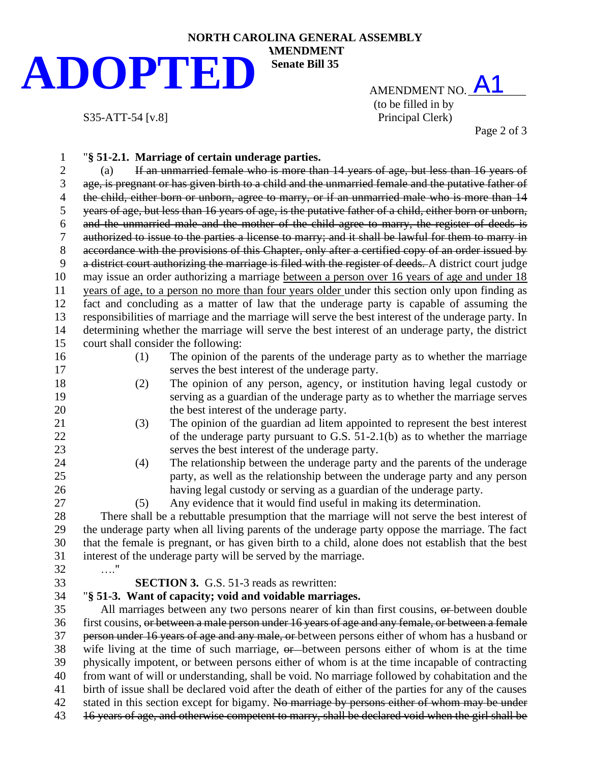NORTH CAROLINA GENERAL ASSEMBLY
AMENDMENT
Senate Bill 35

**ADOPTED**

AMENDMENT NO. A1
(to be filled in by Principal Clerk)

S35-ATT-54 [v.8]

"**§ 51-2.1. Marriage of certain underage parties.**

(a) ~~If an unmarried female who is more than 14 years of age, but less than 16 years of age, is pregnant or has given birth to a child and the unmarried female and the putative father of the child, either born or unborn, agree to marry, or if an unmarried male who is more than 14 years of age, but less than 16 years of age, is the putative father of a child, either born or unborn, and the unmarried male and the mother of the child agree to marry, the register of deeds is authorized to issue to the parties a license to marry; and it shall be lawful for them to marry in accordance with the provisions of this Chapter, only after a certified copy of an order issued by a district court authorizing the marriage is filed with the register of deeds.~~ A district court judge may issue an order authorizing a marriage <u>between a person over 16 years of age and under 18 years of age, to a person no more than four years older</u> under this section only upon finding as fact and concluding as a matter of law that the underage party is capable of assuming the responsibilities of marriage and the marriage will serve the best interest of the underage party. In determining whether the marriage will serve the best interest of an underage party, the district court shall consider the following:

(1) The opinion of the parents of the underage party as to whether the marriage serves the best interest of the underage party.

(2) The opinion of any person, agency, or institution having legal custody or serving as a guardian of the underage party as to whether the marriage serves the best interest of the underage party.

(3) The opinion of the guardian ad litem appointed to represent the best interest of the underage party pursuant to G.S. 51-2.1(b) as to whether the marriage serves the best interest of the underage party.

(4) The relationship between the underage party and the parents of the underage party, as well as the relationship between the underage party and any person having legal custody or serving as a guardian of the underage party.

(5) Any evidence that it would find useful in making its determination.

There shall be a rebuttable presumption that the marriage will not serve the best interest of the underage party when all living parents of the underage party oppose the marriage. The fact that the female is pregnant, or has given birth to a child, alone does not establish that the best interest of the underage party will be served by the marriage.

…."

**SECTION 3.** G.S. 51-3 reads as rewritten:

"**§ 51-3. Want of capacity; void and voidable marriages.**

All marriages between any two persons nearer of kin than first cousins, ~~or~~ between double first cousins, ~~or between a male person under 16 years of age and any female, or between a female person under 16 years of age and any male, or~~ between persons either of whom has a husband or wife living at the time of such marriage, ~~or~~ between persons either of whom is at the time physically impotent, or between persons either of whom is at the time incapable of contracting from want of will or understanding, shall be void. No marriage followed by cohabitation and the birth of issue shall be declared void after the death of either of the parties for any of the causes stated in this section except for bigamy. ~~No marriage by persons either of whom may be under 16 years of age, and otherwise competent to marry, shall be declared void when the girl shall be~~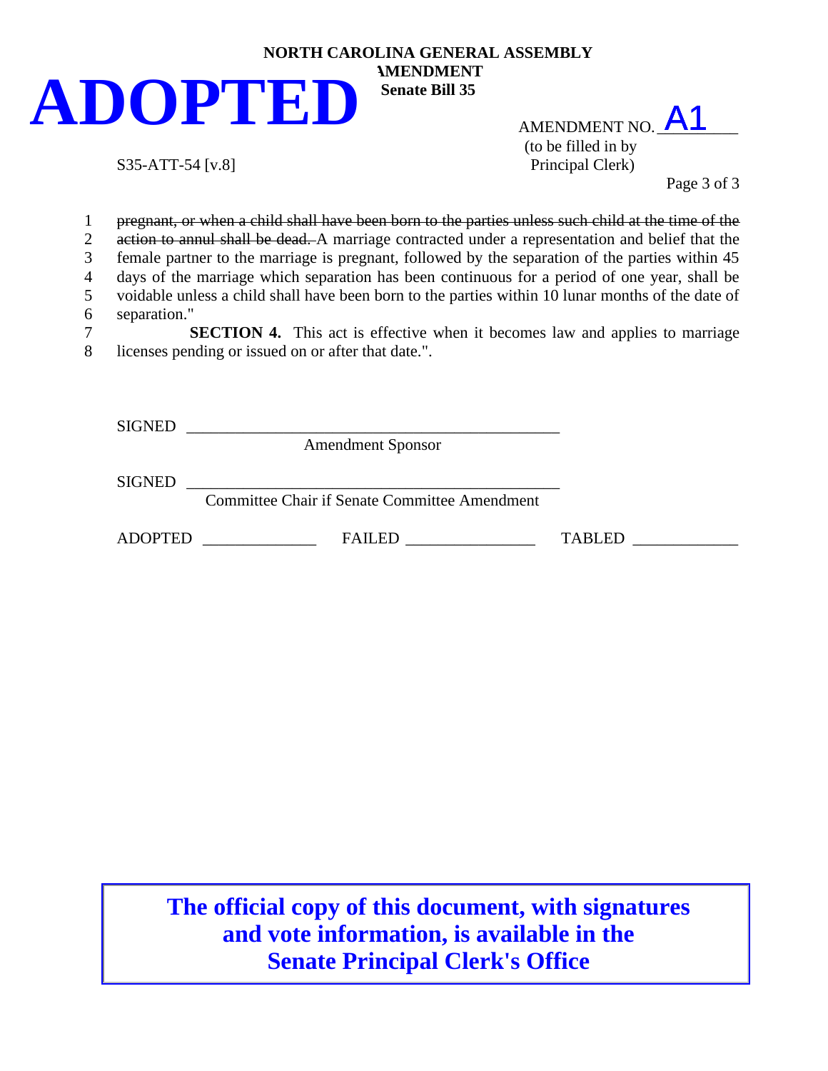**ADOPTED**

**NORTH CAROLINA GENERAL ASSEMBLY**
**AMENDMENT**
**Senate Bill 35**

AMENDMENT NO. A1
(to be filled in by Principal Clerk)

S35-ATT-54 [v.8]

~~pregnant, or when a child shall have been born to the parties unless such child at the time of the action to annul shall be dead.~~ A marriage contracted under a representation and belief that the female partner to the marriage is pregnant, followed by the separation of the parties within 45 days of the marriage which separation has been continuous for a period of one year, shall be voidable unless a child shall have been born to the parties within 10 lunar months of the date of separation."

**SECTION 4.** This act is effective when it becomes law and applies to marriage licenses pending or issued on or after that date.".

SIGNED ______________________________________________
Amendment Sponsor

SIGNED ______________________________________________
Committee Chair if Senate Committee Amendment

ADOPTED ____________ FAILED ______________ TABLED ___________

**The official copy of this document, with signatures and vote information, is available in the Senate Principal Clerk's Office**